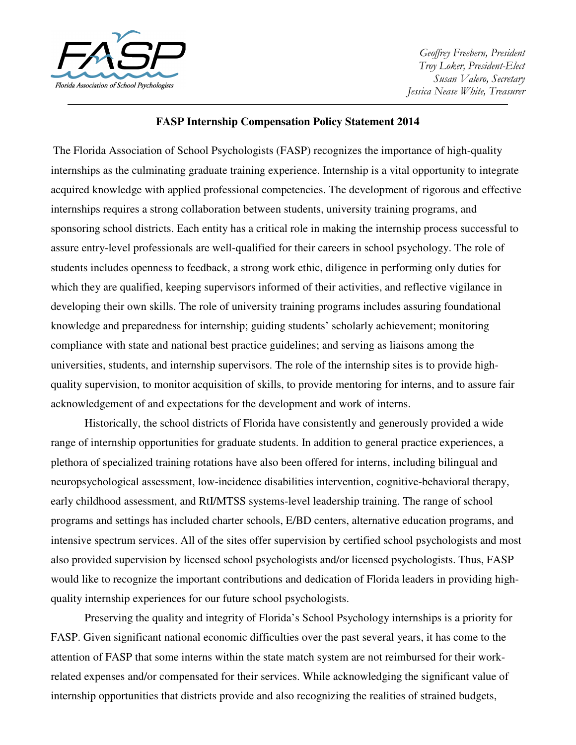Geoffrey Freebern, President
Troy Loker, President-Elect
Susan Valero, Secretary
Jessica Nease White, Treasurer

**FASP Internship Compensation Policy Statement 2014**

The Florida Association of School Psychologists (FASP) recognizes the importance of high-quality internships as the culminating graduate training experience. Internship is a vital opportunity to integrate acquired knowledge with applied professional competencies. The development of rigorous and effective internships requires a strong collaboration between students, university training programs, and sponsoring school districts. Each entity has a critical role in making the internship process successful to assure entry-level professionals are well-qualified for their careers in school psychology. The role of students includes openness to feedback, a strong work ethic, diligence in performing only duties for which they are qualified, keeping supervisors informed of their activities, and reflective vigilance in developing their own skills. The role of university training programs includes assuring foundational knowledge and preparedness for internship; guiding students' scholarly achievement; monitoring compliance with state and national best practice guidelines; and serving as liaisons among the universities, students, and internship supervisors. The role of the internship sites is to provide high-quality supervision, to monitor acquisition of skills, to provide mentoring for interns, and to assure fair acknowledgement of and expectations for the development and work of interns.

Historically, the school districts of Florida have consistently and generously provided a wide range of internship opportunities for graduate students. In addition to general practice experiences, a plethora of specialized training rotations have also been offered for interns, including bilingual and neuropsychological assessment, low-incidence disabilities intervention, cognitive-behavioral therapy, early childhood assessment, and RtI/MTSS systems-level leadership training. The range of school programs and settings has included charter schools, E/BD centers, alternative education programs, and intensive spectrum services. All of the sites offer supervision by certified school psychologists and most also provided supervision by licensed school psychologists and/or licensed psychologists. Thus, FASP would like to recognize the important contributions and dedication of Florida leaders in providing high-quality internship experiences for our future school psychologists.

Preserving the quality and integrity of Florida's School Psychology internships is a priority for FASP. Given significant national economic difficulties over the past several years, it has come to the attention of FASP that some interns within the state match system are not reimbursed for their work-related expenses and/or compensated for their services. While acknowledging the significant value of internship opportunities that districts provide and also recognizing the realities of strained budgets,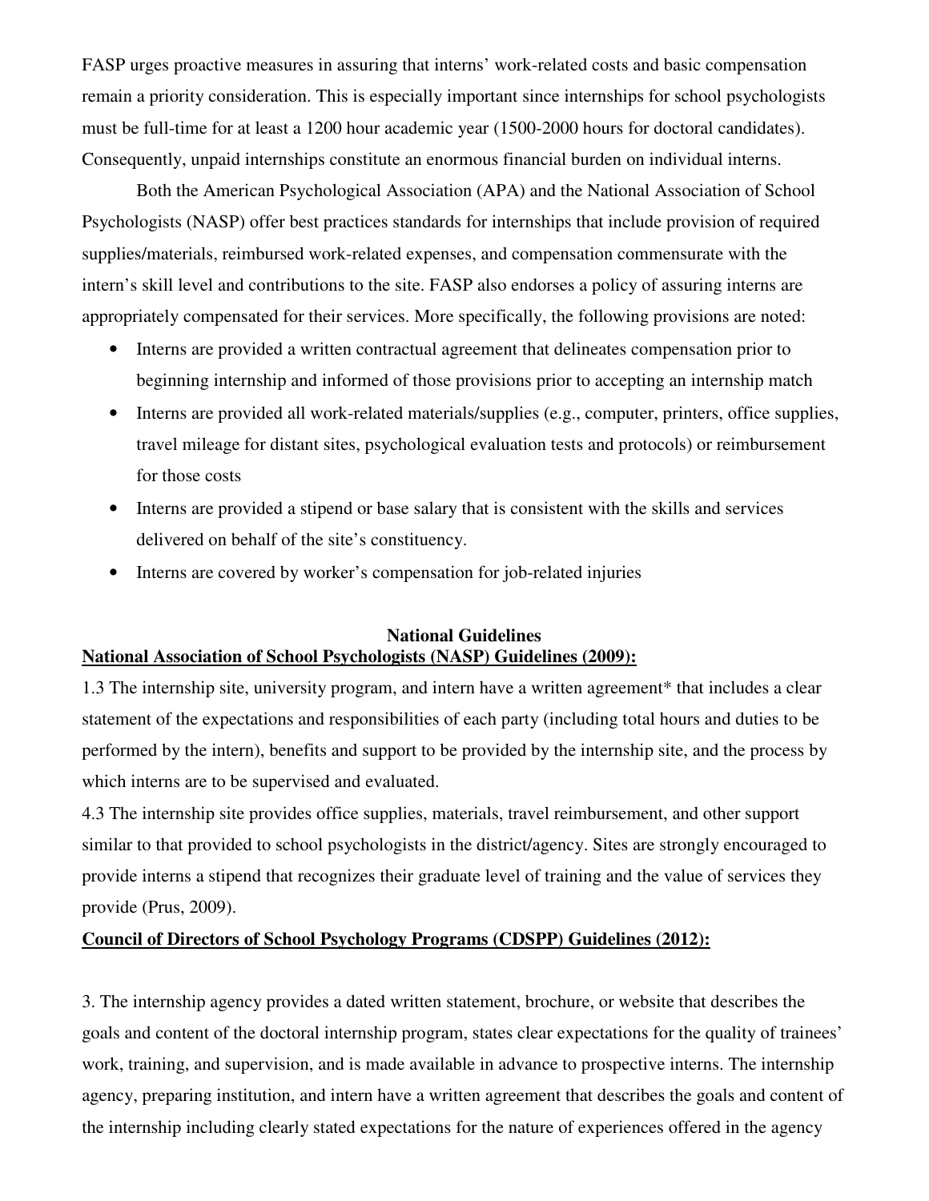FASP urges proactive measures in assuring that interns' work-related costs and basic compensation remain a priority consideration. This is especially important since internships for school psychologists must be full-time for at least a 1200 hour academic year (1500-2000 hours for doctoral candidates). Consequently, unpaid internships constitute an enormous financial burden on individual interns.

Both the American Psychological Association (APA) and the National Association of School Psychologists (NASP) offer best practices standards for internships that include provision of required supplies/materials, reimbursed work-related expenses, and compensation commensurate with the intern's skill level and contributions to the site. FASP also endorses a policy of assuring interns are appropriately compensated for their services. More specifically, the following provisions are noted:

- Interns are provided a written contractual agreement that delineates compensation prior to beginning internship and informed of those provisions prior to accepting an internship match
- Interns are provided all work-related materials/supplies (e.g., computer, printers, office supplies, travel mileage for distant sites, psychological evaluation tests and protocols) or reimbursement for those costs
- Interns are provided a stipend or base salary that is consistent with the skills and services delivered on behalf of the site's constituency.
- Interns are covered by worker's compensation for job-related injuries

## National Guidelines

**National Association of School Psychologists (NASP) Guidelines (2009):**

1.3 The internship site, university program, and intern have a written agreement* that includes a clear statement of the expectations and responsibilities of each party (including total hours and duties to be performed by the intern), benefits and support to be provided by the internship site, and the process by which interns are to be supervised and evaluated.

4.3 The internship site provides office supplies, materials, travel reimbursement, and other support similar to that provided to school psychologists in the district/agency. Sites are strongly encouraged to provide interns a stipend that recognizes their graduate level of training and the value of services they provide (Prus, 2009).

**Council of Directors of School Psychology Programs (CDSPP) Guidelines (2012):**

3. The internship agency provides a dated written statement, brochure, or website that describes the goals and content of the doctoral internship program, states clear expectations for the quality of trainees' work, training, and supervision, and is made available in advance to prospective interns. The internship agency, preparing institution, and intern have a written agreement that describes the goals and content of the internship including clearly stated expectations for the nature of experiences offered in the agency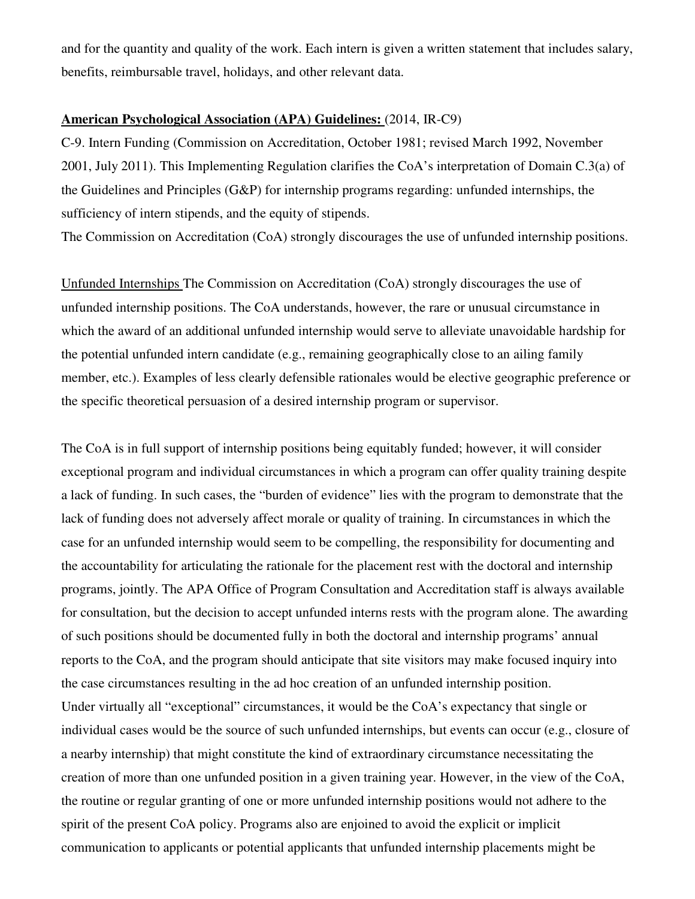and for the quantity and quality of the work. Each intern is given a written statement that includes salary, benefits, reimbursable travel, holidays, and other relevant data.

**American Psychological Association (APA) Guidelines:** (2014, IR-C9)

C-9. Intern Funding (Commission on Accreditation, October 1981; revised March 1992, November 2001, July 2011). This Implementing Regulation clarifies the CoA's interpretation of Domain C.3(a) of the Guidelines and Principles (G&P) for internship programs regarding: unfunded internships, the sufficiency of intern stipends, and the equity of stipends.

The Commission on Accreditation (CoA) strongly discourages the use of unfunded internship positions.

Unfunded Internships The Commission on Accreditation (CoA) strongly discourages the use of unfunded internship positions. The CoA understands, however, the rare or unusual circumstance in which the award of an additional unfunded internship would serve to alleviate unavoidable hardship for the potential unfunded intern candidate (e.g., remaining geographically close to an ailing family member, etc.). Examples of less clearly defensible rationales would be elective geographic preference or the specific theoretical persuasion of a desired internship program or supervisor.

The CoA is in full support of internship positions being equitably funded; however, it will consider exceptional program and individual circumstances in which a program can offer quality training despite a lack of funding. In such cases, the "burden of evidence" lies with the program to demonstrate that the lack of funding does not adversely affect morale or quality of training. In circumstances in which the case for an unfunded internship would seem to be compelling, the responsibility for documenting and the accountability for articulating the rationale for the placement rest with the doctoral and internship programs, jointly. The APA Office of Program Consultation and Accreditation staff is always available for consultation, but the decision to accept unfunded interns rests with the program alone. The awarding of such positions should be documented fully in both the doctoral and internship programs' annual reports to the CoA, and the program should anticipate that site visitors may make focused inquiry into the case circumstances resulting in the ad hoc creation of an unfunded internship position.

Under virtually all "exceptional" circumstances, it would be the CoA's expectancy that single or individual cases would be the source of such unfunded internships, but events can occur (e.g., closure of a nearby internship) that might constitute the kind of extraordinary circumstance necessitating the creation of more than one unfunded position in a given training year. However, in the view of the CoA, the routine or regular granting of one or more unfunded internship positions would not adhere to the spirit of the present CoA policy. Programs also are enjoined to avoid the explicit or implicit communication to applicants or potential applicants that unfunded internship placements might be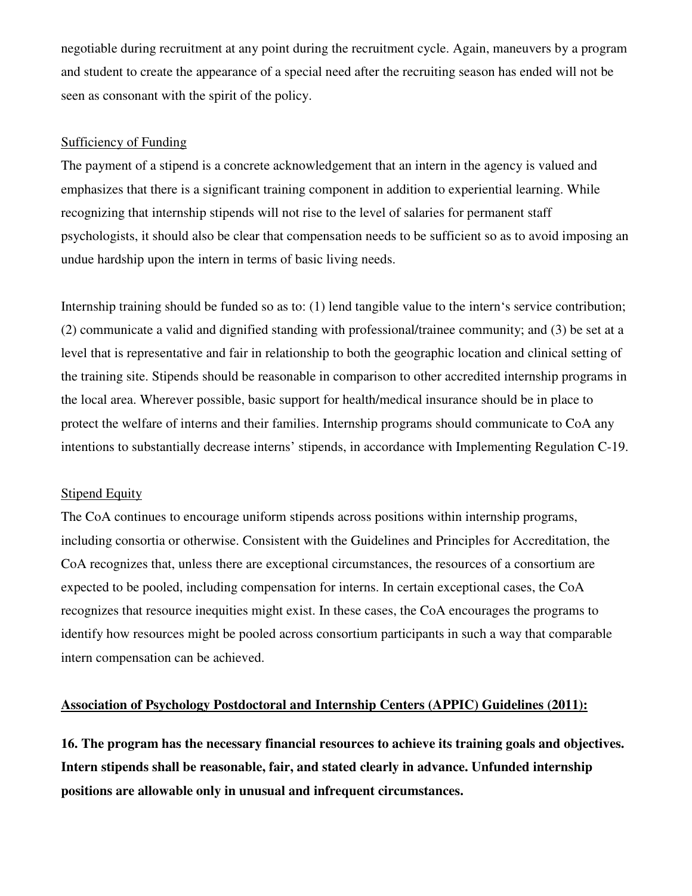negotiable during recruitment at any point during the recruitment cycle. Again, maneuvers by a program and student to create the appearance of a special need after the recruiting season has ended will not be seen as consonant with the spirit of the policy.

<u>Sufficiency of Funding</u>

The payment of a stipend is a concrete acknowledgement that an intern in the agency is valued and emphasizes that there is a significant training component in addition to experiential learning. While recognizing that internship stipends will not rise to the level of salaries for permanent staff psychologists, it should also be clear that compensation needs to be sufficient so as to avoid imposing an undue hardship upon the intern in terms of basic living needs.

Internship training should be funded so as to: (1) lend tangible value to the intern's service contribution; (2) communicate a valid and dignified standing with professional/trainee community; and (3) be set at a level that is representative and fair in relationship to both the geographic location and clinical setting of the training site. Stipends should be reasonable in comparison to other accredited internship programs in the local area. Wherever possible, basic support for health/medical insurance should be in place to protect the welfare of interns and their families. Internship programs should communicate to CoA any intentions to substantially decrease interns' stipends, in accordance with Implementing Regulation C-19.

<u>Stipend Equity</u>

The CoA continues to encourage uniform stipends across positions within internship programs, including consortia or otherwise. Consistent with the Guidelines and Principles for Accreditation, the CoA recognizes that, unless there are exceptional circumstances, the resources of a consortium are expected to be pooled, including compensation for interns. In certain exceptional cases, the CoA recognizes that resource inequities might exist. In these cases, the CoA encourages the programs to identify how resources might be pooled across consortium participants in such a way that comparable intern compensation can be achieved.

**<u>Association of Psychology Postdoctoral and Internship Centers (APPIC) Guidelines (2011):</u>**

**16. The program has the necessary financial resources to achieve its training goals and objectives. Intern stipends shall be reasonable, fair, and stated clearly in advance. Unfunded internship positions are allowable only in unusual and infrequent circumstances.**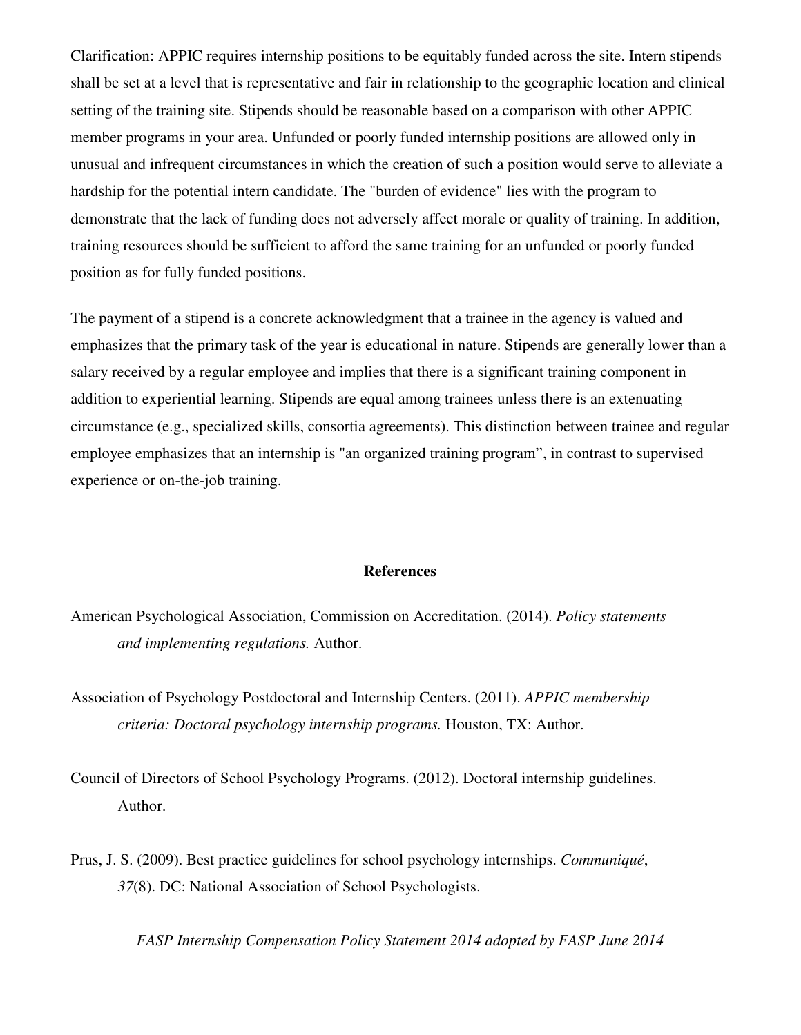Clarification: APPIC requires internship positions to be equitably funded across the site. Intern stipends shall be set at a level that is representative and fair in relationship to the geographic location and clinical setting of the training site. Stipends should be reasonable based on a comparison with other APPIC member programs in your area. Unfunded or poorly funded internship positions are allowed only in unusual and infrequent circumstances in which the creation of such a position would serve to alleviate a hardship for the potential intern candidate. The "burden of evidence" lies with the program to demonstrate that the lack of funding does not adversely affect morale or quality of training. In addition, training resources should be sufficient to afford the same training for an unfunded or poorly funded position as for fully funded positions.

The payment of a stipend is a concrete acknowledgment that a trainee in the agency is valued and emphasizes that the primary task of the year is educational in nature. Stipends are generally lower than a salary received by a regular employee and implies that there is a significant training component in addition to experiential learning. Stipends are equal among trainees unless there is an extenuating circumstance (e.g., specialized skills, consortia agreements). This distinction between trainee and regular employee emphasizes that an internship is "an organized training program", in contrast to supervised experience or on-the-job training.

**References**

American Psychological Association, Commission on Accreditation. (2014). *Policy statements and implementing regulations.* Author.

Association of Psychology Postdoctoral and Internship Centers. (2011). *APPIC membership criteria: Doctoral psychology internship programs.* Houston, TX: Author.

Council of Directors of School Psychology Programs. (2012). Doctoral internship guidelines. Author.

Prus, J. S. (2009). Best practice guidelines for school psychology internships. *Communiqué*, *37*(8). DC: National Association of School Psychologists.

*FASP Internship Compensation Policy Statement 2014 adopted by FASP June 2014*